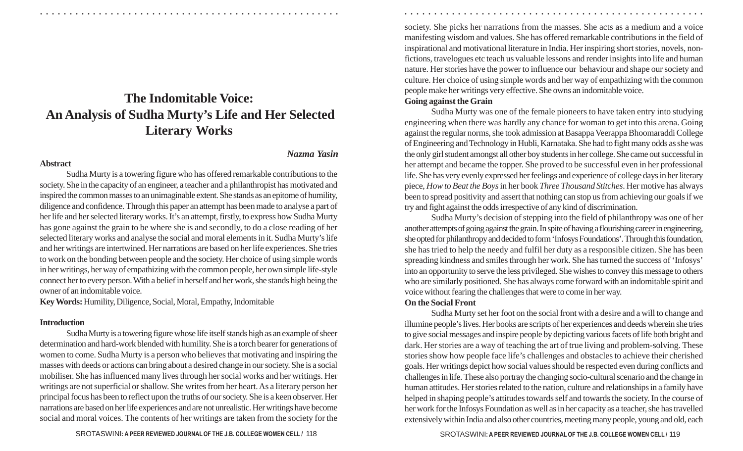# The Indomitable Voice: An Analysis of Sudha Murty's Life and Her Selected Literary Works

***Nazma Yasin***

**Abstract**

Sudha Murty is a towering figure who has offered remarkable contributions to the society. She in the capacity of an engineer, a teacher and a philanthropist has motivated and inspired the common masses to an unimaginable extent. She stands as an epitome of humility, diligence and confidence. Through this paper an attempt has been made to analyse a part of her life and her selected literary works. It's an attempt, firstly, to express how Sudha Murty has gone against the grain to be where she is and secondly, to do a close reading of her selected literary works and analyse the social and moral elements in it. Sudha Murty's life and her writings are intertwined. Her narrations are based on her life experiences. She tries to work on the bonding between people and the society. Her choice of using simple words in her writings, her way of empathizing with the common people, her own simple life-style connect her to every person. With a belief in herself and her work, she stands high being the owner of an indomitable voice.

**Key Words:** Humility, Diligence, Social, Moral, Empathy, Indomitable

**Introduction**

Sudha Murty is a towering figure whose life itself stands high as an example of sheer determination and hard-work blended with humility. She is a torch bearer for generations of women to come. Sudha Murty is a person who believes that motivating and inspiring the masses with deeds or actions can bring about a desired change in our society. She is a social mobiliser. She has influenced many lives through her social works and her writings. Her writings are not superficial or shallow. She writes from her heart. As a literary person her principal focus has been to reflect upon the truths of our society. She is a keen observer. Her narrations are based on her life experiences and are not unrealistic. Her writings have become social and moral voices. The contents of her writings are taken from the society for the society. She picks her narrations from the masses. She acts as a medium and a voice manifesting wisdom and values. She has offered remarkable contributions in the field of inspirational and motivational literature in India. Her inspiring short stories, novels, non-fictions, travelogues etc teach us valuable lessons and render insights into life and human nature. Her stories have the power to influence our behaviour and shape our society and culture. Her choice of using simple words and her way of empathizing with the common people make her writings very effective. She owns an indomitable voice.

**Going against the Grain**

Sudha Murty was one of the female pioneers to have taken entry into studying engineering when there was hardly any chance for woman to get into this arena. Going against the regular norms, she took admission at Basappa Veerappa Bhoomaraddi College of Engineering and Technology in Hubli, Karnataka. She had to fight many odds as she was the only girl student amongst all other boy students in her college. She came out successful in her attempt and became the topper. She proved to be successful even in her professional life. She has very evenly expressed her feelings and experience of college days in her literary piece, *How to Beat the Boys* in her book *Three Thousand Stitches*. Her motive has always been to spread positivity and assert that nothing can stop us from achieving our goals if we try and fight against the odds irrespective of any kind of discrimination.

Sudha Murty's decision of stepping into the field of philanthropy was one of her another attempts of going against the grain. In spite of having a flourishing career in engineering, she opted for philanthropy and decided to form 'Infosys Foundations'. Through this foundation, she has tried to help the needy and fulfil her duty as a responsible citizen. She has been spreading kindness and smiles through her work. She has turned the success of 'Infosys' into an opportunity to serve the less privileged. She wishes to convey this message to others who are similarly positioned. She has always come forward with an indomitable spirit and voice without fearing the challenges that were to come in her way.

**On the Social Front**

Sudha Murty set her foot on the social front with a desire and a will to change and illumine people's lives. Her books are scripts of her experiences and deeds wherein she tries to give social messages and inspire people by depicting various facets of life both bright and dark. Her stories are a way of teaching the art of true living and problem-solving. These stories show how people face life's challenges and obstacles to achieve their cherished goals. Her writings depict how social values should be respected even during conflicts and challenges in life. These also portray the changing socio-cultural scenario and the change in human attitudes. Her stories related to the nation, culture and relationships in a family have helped in shaping people's attitudes towards self and towards the society. In the course of her work for the Infosys Foundation as well as in her capacity as a teacher, she has travelled extensively within India and also other countries, meeting many people, young and old, each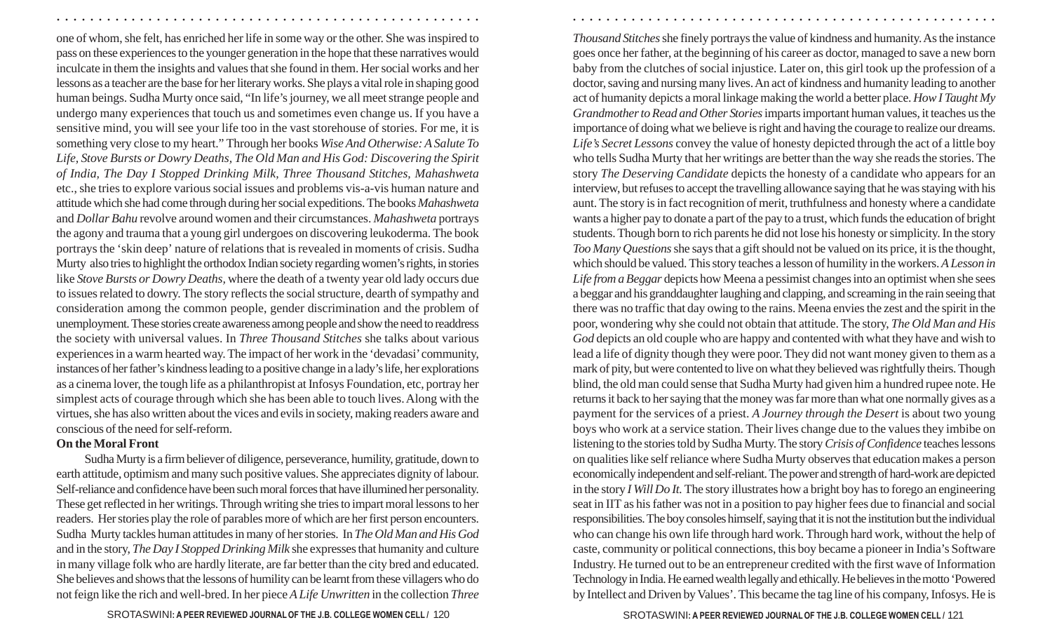one of whom, she felt, has enriched her life in some way or the other. She was inspired to pass on these experiences to the younger generation in the hope that these narratives would inculcate in them the insights and values that she found in them. Her social works and her lessons as a teacher are the base for her literary works. She plays a vital role in shaping good human beings. Sudha Murty once said, "In life's journey, we all meet strange people and undergo many experiences that touch us and sometimes even change us. If you have a sensitive mind, you will see your life too in the vast storehouse of stories. For me, it is something very close to my heart." Through her books *Wise And Otherwise: A Salute To Life, Stove Bursts or Dowry Deaths, The Old Man and His God: Discovering the Spirit of India, The Day I Stopped Drinking Milk, Three Thousand Stitches, Mahashweta* etc., she tries to explore various social issues and problems vis-a-vis human nature and attitude which she had come through during her social expeditions. The books *Mahashweta* and *Dollar Bahu* revolve around women and their circumstances. *Mahashweta* portrays the agony and trauma that a young girl undergoes on discovering leukoderma. The book portrays the 'skin deep' nature of relations that is revealed in moments of crisis. Sudha Murty also tries to highlight the orthodox Indian society regarding women's rights, in stories like *Stove Bursts or Dowry Deaths*, where the death of a twenty year old lady occurs due to issues related to dowry. The story reflects the social structure, dearth of sympathy and consideration among the common people, gender discrimination and the problem of unemployment. These stories create awareness among people and show the need to readdress the society with universal values. In *Three Thousand Stitches* she talks about various experiences in a warm hearted way. The impact of her work in the 'devadasi' community, instances of her father's kindness leading to a positive change in a lady's life, her explorations as a cinema lover, the tough life as a philanthropist at Infosys Foundation, etc, portray her simplest acts of courage through which she has been able to touch lives. Along with the virtues, she has also written about the vices and evils in society, making readers aware and conscious of the need for self-reform.

**On the Moral Front**

Sudha Murty is a firm believer of diligence, perseverance, humility, gratitude, down to earth attitude, optimism and many such positive values. She appreciates dignity of labour. Self-reliance and confidence have been such moral forces that have illumined her personality. These get reflected in her writings. Through writing she tries to impart moral lessons to her readers. Her stories play the role of parables more of which are her first person encounters. Sudha Murty tackles human attitudes in many of her stories. In *The Old Man and His God* and in the story, *The Day I Stopped Drinking Milk* she expresses that humanity and culture in many village folk who are hardly literate, are far better than the city bred and educated. She believes and shows that the lessons of humility can be learnt from these villagers who do not feign like the rich and well-bred. In her piece *A Life Unwritten* in the collection *Three Thousand Stitches* she finely portrays the value of kindness and humanity. As the instance goes once her father, at the beginning of his career as doctor, managed to save a new born baby from the clutches of social injustice. Later on, this girl took up the profession of a doctor, saving and nursing many lives. An act of kindness and humanity leading to another act of humanity depicts a moral linkage making the world a better place. *How I Taught My Grandmother to Read and Other Stories* imparts important human values, it teaches us the importance of doing what we believe is right and having the courage to realize our dreams. *Life's Secret Lessons* convey the value of honesty depicted through the act of a little boy who tells Sudha Murty that her writings are better than the way she reads the stories. The story *The Deserving Candidate* depicts the honesty of a candidate who appears for an interview, but refuses to accept the travelling allowance saying that he was staying with his aunt. The story is in fact recognition of merit, truthfulness and honesty where a candidate wants a higher pay to donate a part of the pay to a trust, which funds the education of bright students. Though born to rich parents he did not lose his honesty or simplicity. In the story *Too Many Questions* she says that a gift should not be valued on its price, it is the thought, which should be valued. This story teaches a lesson of humility in the workers. *A Lesson in Life from a Beggar* depicts how Meena a pessimist changes into an optimist when she sees a beggar and his granddaughter laughing and clapping, and screaming in the rain seeing that there was no traffic that day owing to the rains. Meena envies the zest and the spirit in the poor, wondering why she could not obtain that attitude. The story, *The Old Man and His God* depicts an old couple who are happy and contented with what they have and wish to lead a life of dignity though they were poor. They did not want money given to them as a mark of pity, but were contented to live on what they believed was rightfully theirs. Though blind, the old man could sense that Sudha Murty had given him a hundred rupee note. He returns it back to her saying that the money was far more than what one normally gives as a payment for the services of a priest. *A Journey through the Desert* is about two young boys who work at a service station. Their lives change due to the values they imbibe on listening to the stories told by Sudha Murty. The story *Crisis of Confidence* teaches lessons on qualities like self reliance where Sudha Murty observes that education makes a person economically independent and self-reliant. The power and strength of hard-work are depicted in the story *I Will Do It.* The story illustrates how a bright boy has to forego an engineering seat in IIT as his father was not in a position to pay higher fees due to financial and social responsibilities. The boy consoles himself, saying that it is not the institution but the individual who can change his own life through hard work. Through hard work, without the help of caste, community or political connections, this boy became a pioneer in India's Software Industry. He turned out to be an entrepreneur credited with the first wave of Information Technology in India. He earned wealth legally and ethically. He believes in the motto 'Powered by Intellect and Driven by Values'. This became the tag line of his company, Infosys. He is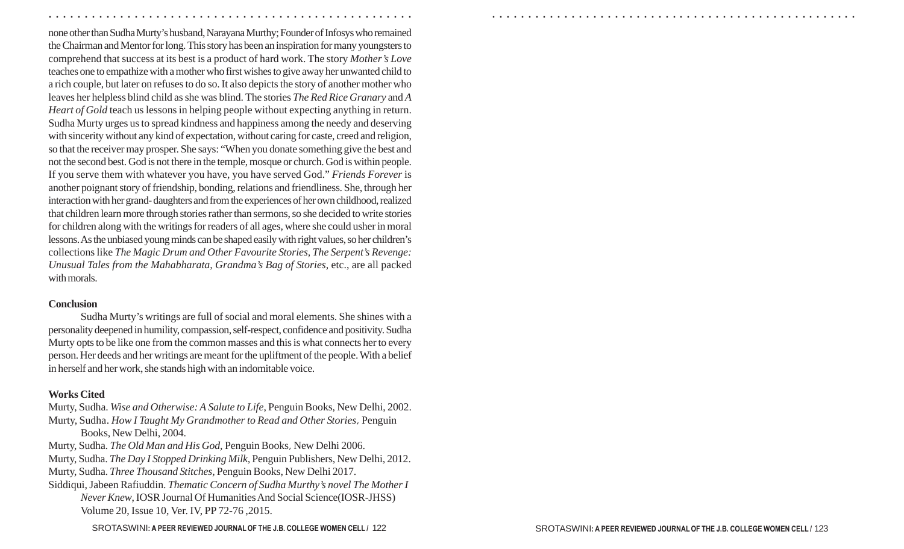none other than Sudha Murty's husband, Narayana Murthy; Founder of Infosys who remained the Chairman and Mentor for long. This story has been an inspiration for many youngsters to comprehend that success at its best is a product of hard work. The story *Mother's Love* teaches one to empathize with a mother who first wishes to give away her unwanted child to a rich couple, but later on refuses to do so. It also depicts the story of another mother who leaves her helpless blind child as she was blind. The stories *The Red Rice Granary* and *A Heart of Gold* teach us lessons in helping people without expecting anything in return. Sudha Murty urges us to spread kindness and happiness among the needy and deserving with sincerity without any kind of expectation, without caring for caste, creed and religion, so that the receiver may prosper. She says: "When you donate something give the best and not the second best. God is not there in the temple, mosque or church. God is within people. If you serve them with whatever you have, you have served God." *Friends Forever* is another poignant story of friendship, bonding, relations and friendliness. She, through her interaction with her grand- daughters and from the experiences of her own childhood, realized that children learn more through stories rather than sermons, so she decided to write stories for children along with the writings for readers of all ages, where she could usher in moral lessons. As the unbiased young minds can be shaped easily with right values, so her children's collections like *The Magic Drum and Other Favourite Stories, The Serpent's Revenge: Unusual Tales from the Mahabharata, Grandma's Bag of Stories*, etc., are all packed with morals.

**Conclusion**

Sudha Murty's writings are full of social and moral elements. She shines with a personality deepened in humility, compassion, self-respect, confidence and positivity. Sudha Murty opts to be like one from the common masses and this is what connects her to every person. Her deeds and her writings are meant for the upliftment of the people. With a belief in herself and her work, she stands high with an indomitable voice.

**Works Cited**

Murty, Sudha. *Wise and Otherwise: A Salute to Life*, Penguin Books, New Delhi, 2002.

Murty, Sudha. *How I Taught My Grandmother to Read and Other Stories*, Penguin Books, New Delhi, 2004.

Murty, Sudha. *The Old Man and His God*, Penguin Books, New Delhi 2006.

Murty, Sudha. *The Day I Stopped Drinking Milk*, Penguin Publishers, New Delhi, 2012.

Murty, Sudha. *Three Thousand Stitches*, Penguin Books, New Delhi 2017.

Siddiqui, Jabeen Rafiuddin. *Thematic Concern of Sudha Murthy's novel The Mother I Never Knew*, IOSR Journal Of Humanities And Social Science(IOSR-JHSS) Volume 20, Issue 10, Ver. IV, PP 72-76 ,2015.